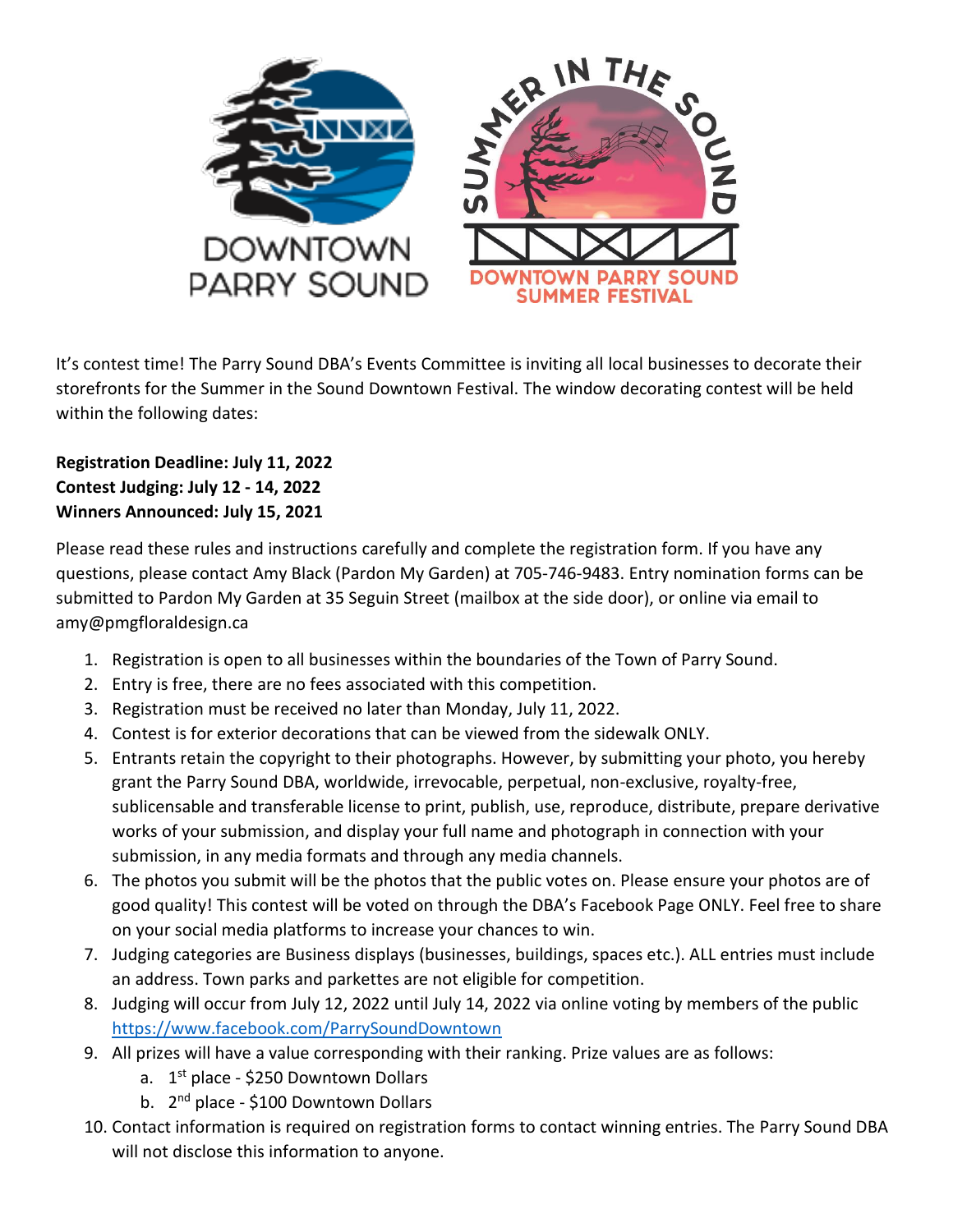DOWNTOWN PARRY SOUND

SUMMER IN THE SOUND

DOWNTOWN PARRY SOUND SUMMER FESTIVAL

It's contest time! The Parry Sound DBA's Events Committee is inviting all local businesses to decorate their storefronts for the Summer in the Sound Downtown Festival. The window decorating contest will be held within the following dates:

**Registration Deadline: July 11, 2022**
**Contest Judging: July 12 - 14, 2022**
**Winners Announced: July 15, 2021**

Please read these rules and instructions carefully and complete the registration form. If you have any questions, please contact Amy Black (Pardon My Garden) at 705-746-9483. Entry nomination forms can be submitted to Pardon My Garden at 35 Seguin Street (mailbox at the side door), or online via email to amy@pmgfloraldesign.ca

1. Registration is open to all businesses within the boundaries of the Town of Parry Sound.
2. Entry is free, there are no fees associated with this competition.
3. Registration must be received no later than Monday, July 11, 2022.
4. Contest is for exterior decorations that can be viewed from the sidewalk ONLY.
5. Entrants retain the copyright to their photographs. However, by submitting your photo, you hereby grant the Parry Sound DBA, worldwide, irrevocable, perpetual, non-exclusive, royalty-free, sublicensable and transferable license to print, publish, use, reproduce, distribute, prepare derivative works of your submission, and display your full name and photograph in connection with your submission, in any media formats and through any media channels.
6. The photos you submit will be the photos that the public votes on. Please ensure your photos are of good quality! This contest will be voted on through the DBA's Facebook Page ONLY. Feel free to share on your social media platforms to increase your chances to win.
7. Judging categories are Business displays (businesses, buildings, spaces etc.). ALL entries must include an address. Town parks and parkettes are not eligible for competition.
8. Judging will occur from July 12, 2022 until July 14, 2022 via online voting by members of the public https://www.facebook.com/ParrySoundDowntown
9. All prizes will have a value corresponding with their ranking. Prize values are as follows:
   a. 1st place - $250 Downtown Dollars
   b. 2nd place - $100 Downtown Dollars
10. Contact information is required on registration forms to contact winning entries. The Parry Sound DBA will not disclose this information to anyone.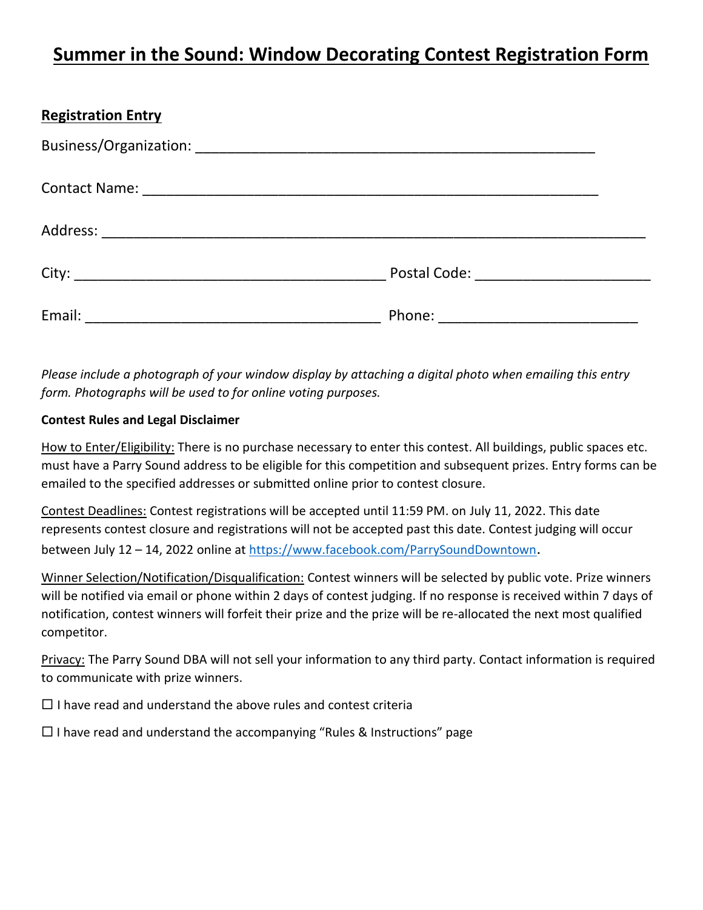# Summer in the Sound: Window Decorating Contest Registration Form

## Registration Entry

Business/Organization: ____________________________________________________

Contact Name: ___________________________________________________________

Address: _______________________________________________________________

City: ________________________________________ Postal Code: ______________________

Email: ______________________________________ Phone: _________________________

*Please include a photograph of your window display by attaching a digital photo when emailing this entry form. Photographs will be used to for online voting purposes.*

**Contest Rules and Legal Disclaimer**

How to Enter/Eligibility: There is no purchase necessary to enter this contest. All buildings, public spaces etc. must have a Parry Sound address to be eligible for this competition and subsequent prizes. Entry forms can be emailed to the specified addresses or submitted online prior to contest closure.

Contest Deadlines: Contest registrations will be accepted until 11:59 PM. on July 11, 2022. This date represents contest closure and registrations will not be accepted past this date. Contest judging will occur between July 12 – 14, 2022 online at https://www.facebook.com/ParrySoundDowntown.

Winner Selection/Notification/Disqualification: Contest winners will be selected by public vote. Prize winners will be notified via email or phone within 2 days of contest judging. If no response is received within 7 days of notification, contest winners will forfeit their prize and the prize will be re-allocated the next most qualified competitor.

Privacy: The Parry Sound DBA will not sell your information to any third party. Contact information is required to communicate with prize winners.

☐ I have read and understand the above rules and contest criteria

☐ I have read and understand the accompanying "Rules & Instructions" page